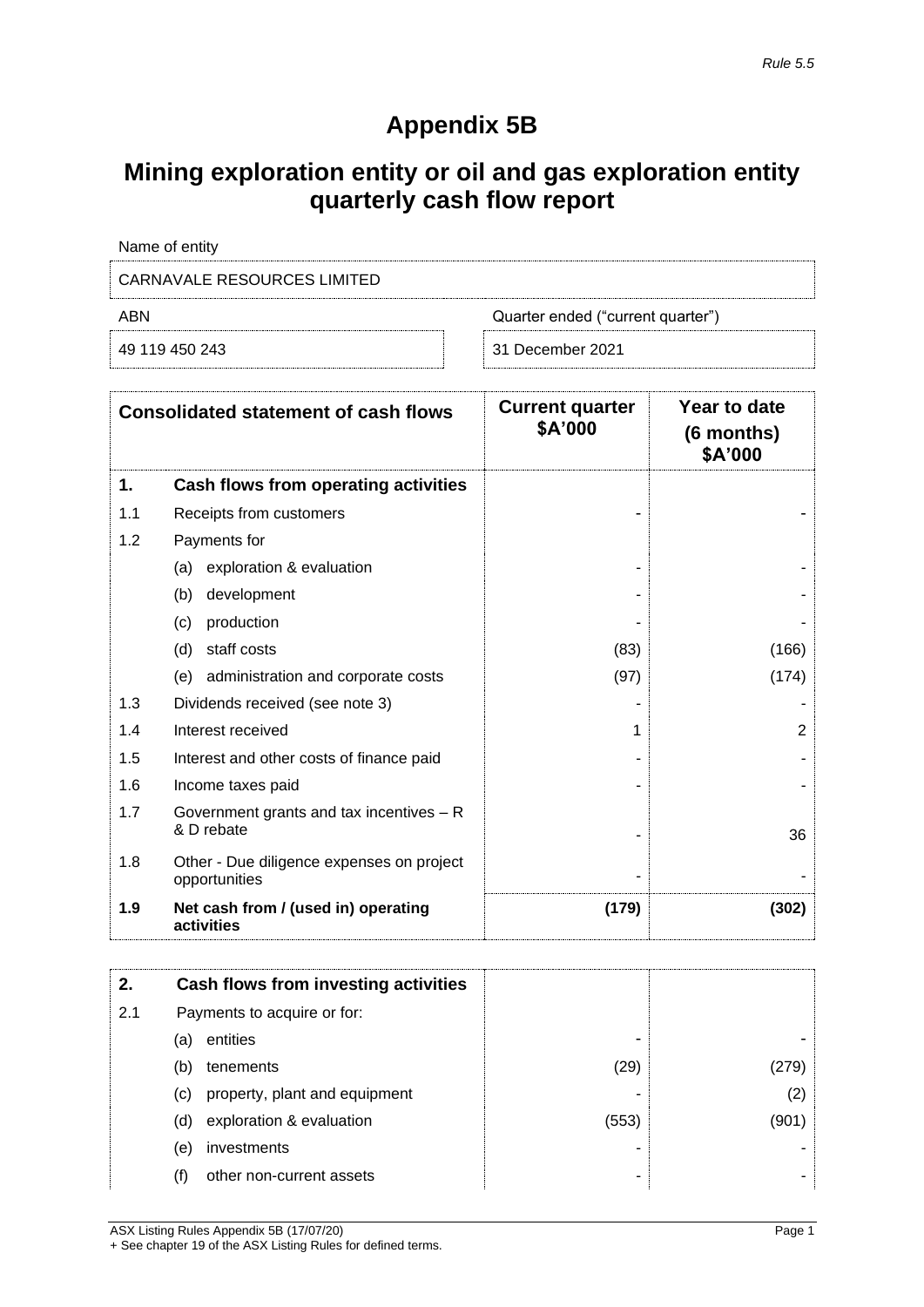*Rule 5.5*

# Appendix 5B

## Mining exploration entity or oil and gas exploration entity quarterly cash flow report

| Name of entity | |
|---|---|
| CARNAVALE RESOURCES LIMITED | |
| **ABN** | **Quarter ended ("current quarter")** |
| 49 119 450 243 | 31 December 2021 |

| | Consolidated statement of cash flows | Current quarter $A'000 | Year to date (6 months) $A'000 |
|---|---|---|---|
| **1.** | **Cash flows from operating activities** | | |
| 1.1 | Receipts from customers | - | - |
| 1.2 | Payments for | | |
| | (a) exploration & evaluation | - | - |
| | (b) development | - | - |
| | (c) production | - | - |
| | (d) staff costs | (83) | (166) |
| | (e) administration and corporate costs | (97) | (174) |
| 1.3 | Dividends received (see note 3) | - | - |
| 1.4 | Interest received | 1 | 2 |
| 1.5 | Interest and other costs of finance paid | - | - |
| 1.6 | Income taxes paid | - | - |
| 1.7 | Government grants and tax incentives – R & D rebate | - | 36 |
| 1.8 | Other - Due diligence expenses on project opportunities | - | - |
| **1.9** | **Net cash from / (used in) operating activities** | **(179)** | **(302)** |

| | | | |
|---|---|---|---|
| **2.** | **Cash flows from investing activities** | | |
| 2.1 | Payments to acquire or for: | | |
| | (a) entities | - | - |
| | (b) tenements | (29) | (279) |
| | (c) property, plant and equipment | - | (2) |
| | (d) exploration & evaluation | (553) | (901) |
| | (e) investments | - | - |
| | (f) other non-current assets | - | - |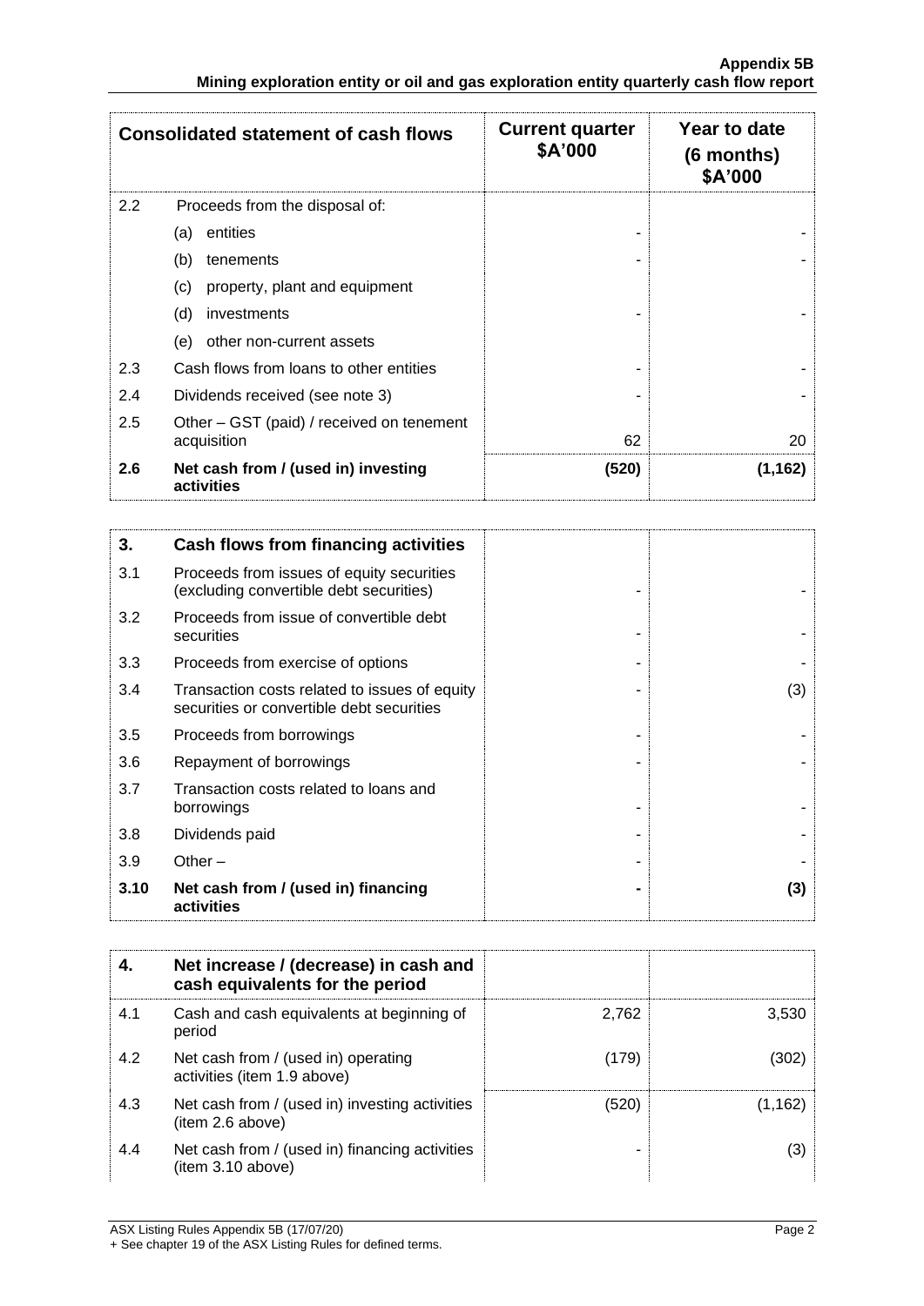| Consolidated statement of cash flows | | Current quarter $A'000 | Year to date (6 months) $A'000 |
|---|---|---|---|
| 2.2 | Proceeds from the disposal of: | | |
| | (a) entities | - | - |
| | (b) tenements | - | - |
| | (c) property, plant and equipment | | |
| | (d) investments | - | - |
| | (e) other non-current assets | | |
| 2.3 | Cash flows from loans to other entities | - | - |
| 2.4 | Dividends received (see note 3) | - | - |
| 2.5 | Other – GST (paid) / received on tenement acquisition | 62 | 20 |
| **2.6** | **Net cash from / (used in) investing activities** | **(520)** | **(1,162)** |

| **3.** | **Cash flows from financing activities** | | |
|---|---|---|---|
| 3.1 | Proceeds from issues of equity securities (excluding convertible debt securities) | - | - |
| 3.2 | Proceeds from issue of convertible debt securities | - | - |
| 3.3 | Proceeds from exercise of options | - | - |
| 3.4 | Transaction costs related to issues of equity securities or convertible debt securities | - | (3) |
| 3.5 | Proceeds from borrowings | - | - |
| 3.6 | Repayment of borrowings | - | - |
| 3.7 | Transaction costs related to loans and borrowings | - | - |
| 3.8 | Dividends paid | - | - |
| 3.9 | Other – | - | - |
| **3.10** | **Net cash from / (used in) financing activities** | **-** | **(3)** |

| **4.** | **Net increase / (decrease) in cash and cash equivalents for the period** | | |
|---|---|---|---|
| 4.1 | Cash and cash equivalents at beginning of period | 2,762 | 3,530 |
| 4.2 | Net cash from / (used in) operating activities (item 1.9 above) | (179) | (302) |
| 4.3 | Net cash from / (used in) investing activities (item 2.6 above) | (520) | (1,162) |
| 4.4 | Net cash from / (used in) financing activities (item 3.10 above) | - | (3) |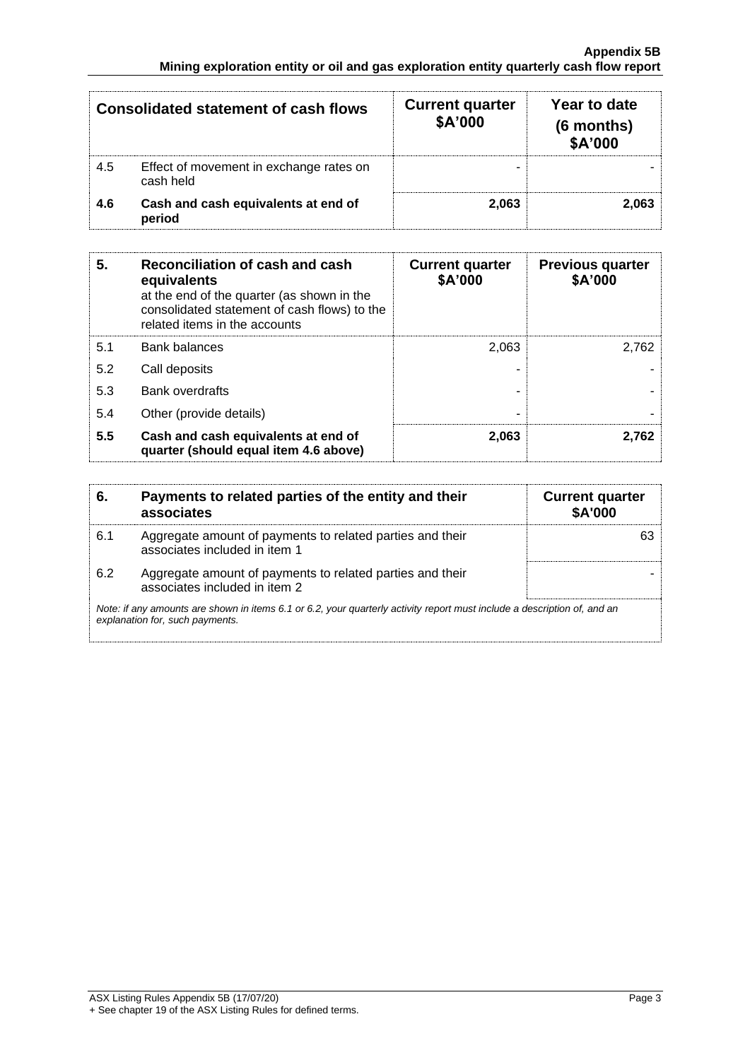| Consolidated statement of cash flows | | Current quarter $A'000 | Year to date (6 months) $A'000 |
|---|---|---|---|
| 4.5 | Effect of movement in exchange rates on cash held | - | - |
| **4.6** | **Cash and cash equivalents at end of period** | **2,063** | **2,063** |

| 5. | Reconciliation of cash and cash equivalents at the end of the quarter (as shown in the consolidated statement of cash flows) to the related items in the accounts | Current quarter $A'000 | Previous quarter $A'000 |
|---|---|---|---|
| 5.1 | Bank balances | 2,063 | 2,762 |
| 5.2 | Call deposits | - | - |
| 5.3 | Bank overdrafts | - | - |
| 5.4 | Other (provide details) | - | - |
| **5.5** | **Cash and cash equivalents at end of quarter (should equal item 4.6 above)** | **2,063** | **2,762** |

| 6. | Payments to related parties of the entity and their associates | Current quarter $A'000 |
|---|---|---|
| 6.1 | Aggregate amount of payments to related parties and their associates included in item 1 | 63 |
| 6.2 | Aggregate amount of payments to related parties and their associates included in item 2 | - |

*Note: if any amounts are shown in items 6.1 or 6.2, your quarterly activity report must include a description of, and an explanation for, such payments.*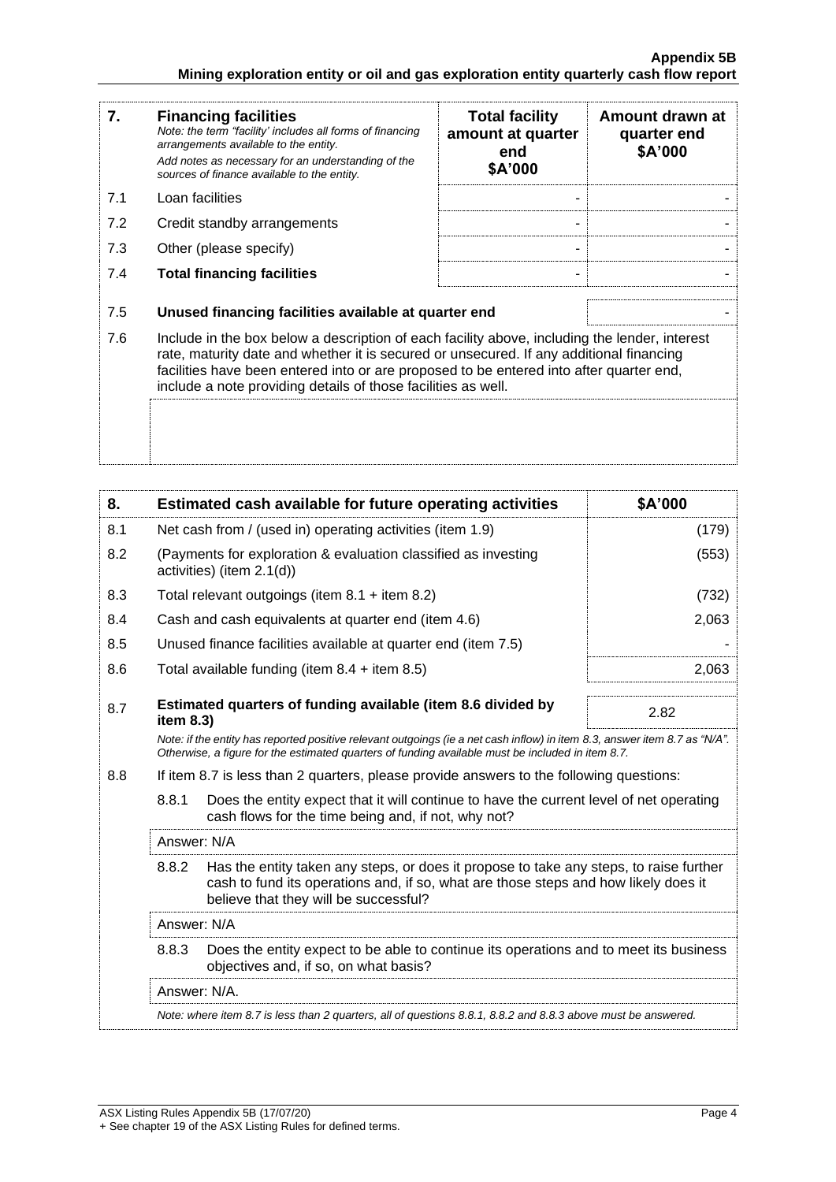| 7. | **Financing facilities**<br>*Note: the term "facility' includes all forms of financing arrangements available to the entity.*<br>*Add notes as necessary for an understanding of the sources of finance available to the entity.* | **Total facility amount at quarter end $A'000** | **Amount drawn at quarter end $A'000** |
|---|---|---|---|
| 7.1 | Loan facilities | - | - |
| 7.2 | Credit standby arrangements | - | - |
| 7.3 | Other (please specify) | - | - |
| 7.4 | **Total financing facilities** | - | - |
| 7.5 | **Unused financing facilities available at quarter end** | | - |
| 7.6 | Include in the box below a description of each facility above, including the lender, interest rate, maturity date and whether it is secured or unsecured. If any additional financing facilities have been entered into or are proposed to be entered into after quarter end, include a note providing details of those facilities as well. | | |

| 8. | **Estimated cash available for future operating activities** | **$A'000** |
|---|---|---|
| 8.1 | Net cash from / (used in) operating activities (item 1.9) | (179) |
| 8.2 | (Payments for exploration & evaluation classified as investing activities) (item 2.1(d)) | (553) |
| 8.3 | Total relevant outgoings (item 8.1 + item 8.2) | (732) |
| 8.4 | Cash and cash equivalents at quarter end (item 4.6) | 2,063 |
| 8.5 | Unused finance facilities available at quarter end (item 7.5) | - |
| 8.6 | Total available funding (item 8.4 + item 8.5) | 2,063 |
| 8.7 | **Estimated quarters of funding available (item 8.6 divided by item 8.3)** | 2.82 |

*Note: if the entity has reported positive relevant outgoings (ie a net cash inflow) in item 8.3, answer item 8.7 as "N/A". Otherwise, a figure for the estimated quarters of funding available must be included in item 8.7.*

8.8 If item 8.7 is less than 2 quarters, please provide answers to the following questions:

8.8.1 Does the entity expect that it will continue to have the current level of net operating cash flows for the time being and, if not, why not?

Answer: N/A

8.8.2 Has the entity taken any steps, or does it propose to take any steps, to raise further cash to fund its operations and, if so, what are those steps and how likely does it believe that they will be successful?

Answer: N/A

8.8.3 Does the entity expect to be able to continue its operations and to meet its business objectives and, if so, on what basis?

Answer: N/A.

*Note: where item 8.7 is less than 2 quarters, all of questions 8.8.1, 8.8.2 and 8.8.3 above must be answered.*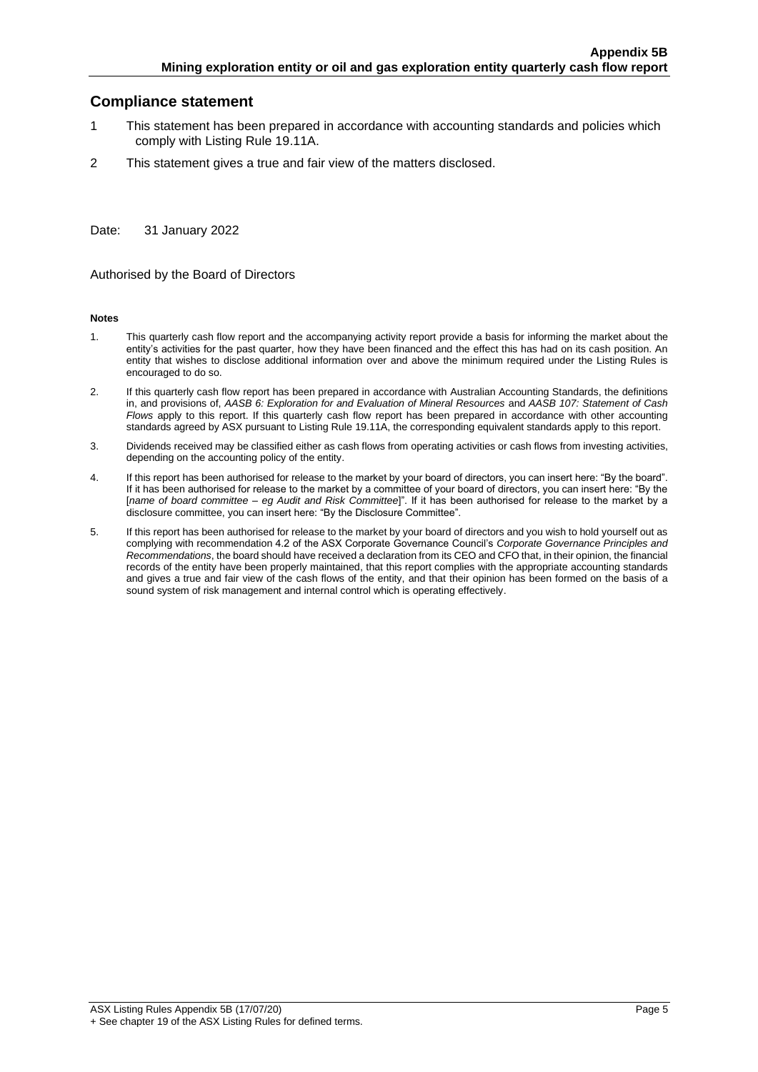## Compliance statement

1 This statement has been prepared in accordance with accounting standards and policies which comply with Listing Rule 19.11A.

2 This statement gives a true and fair view of the matters disclosed.

Date: 31 January 2022

Authorised by the Board of Directors

**Notes**

1. This quarterly cash flow report and the accompanying activity report provide a basis for informing the market about the entity's activities for the past quarter, how they have been financed and the effect this has had on its cash position. An entity that wishes to disclose additional information over and above the minimum required under the Listing Rules is encouraged to do so.
2. If this quarterly cash flow report has been prepared in accordance with Australian Accounting Standards, the definitions in, and provisions of, *AASB 6: Exploration for and Evaluation of Mineral Resources* and *AASB 107: Statement of Cash Flows* apply to this report. If this quarterly cash flow report has been prepared in accordance with other accounting standards agreed by ASX pursuant to Listing Rule 19.11A, the corresponding equivalent standards apply to this report.
3. Dividends received may be classified either as cash flows from operating activities or cash flows from investing activities, depending on the accounting policy of the entity.
4. If this report has been authorised for release to the market by your board of directors, you can insert here: "By the board". If it has been authorised for release to the market by a committee of your board of directors, you can insert here: "By the [*name of board committee – eg Audit and Risk Committee*]". If it has been authorised for release to the market by a disclosure committee, you can insert here: "By the Disclosure Committee".
5. If this report has been authorised for release to the market by your board of directors and you wish to hold yourself out as complying with recommendation 4.2 of the ASX Corporate Governance Council's *Corporate Governance Principles and Recommendations*, the board should have received a declaration from its CEO and CFO that, in their opinion, the financial records of the entity have been properly maintained, that this report complies with the appropriate accounting standards and gives a true and fair view of the cash flows of the entity, and that their opinion has been formed on the basis of a sound system of risk management and internal control which is operating effectively.